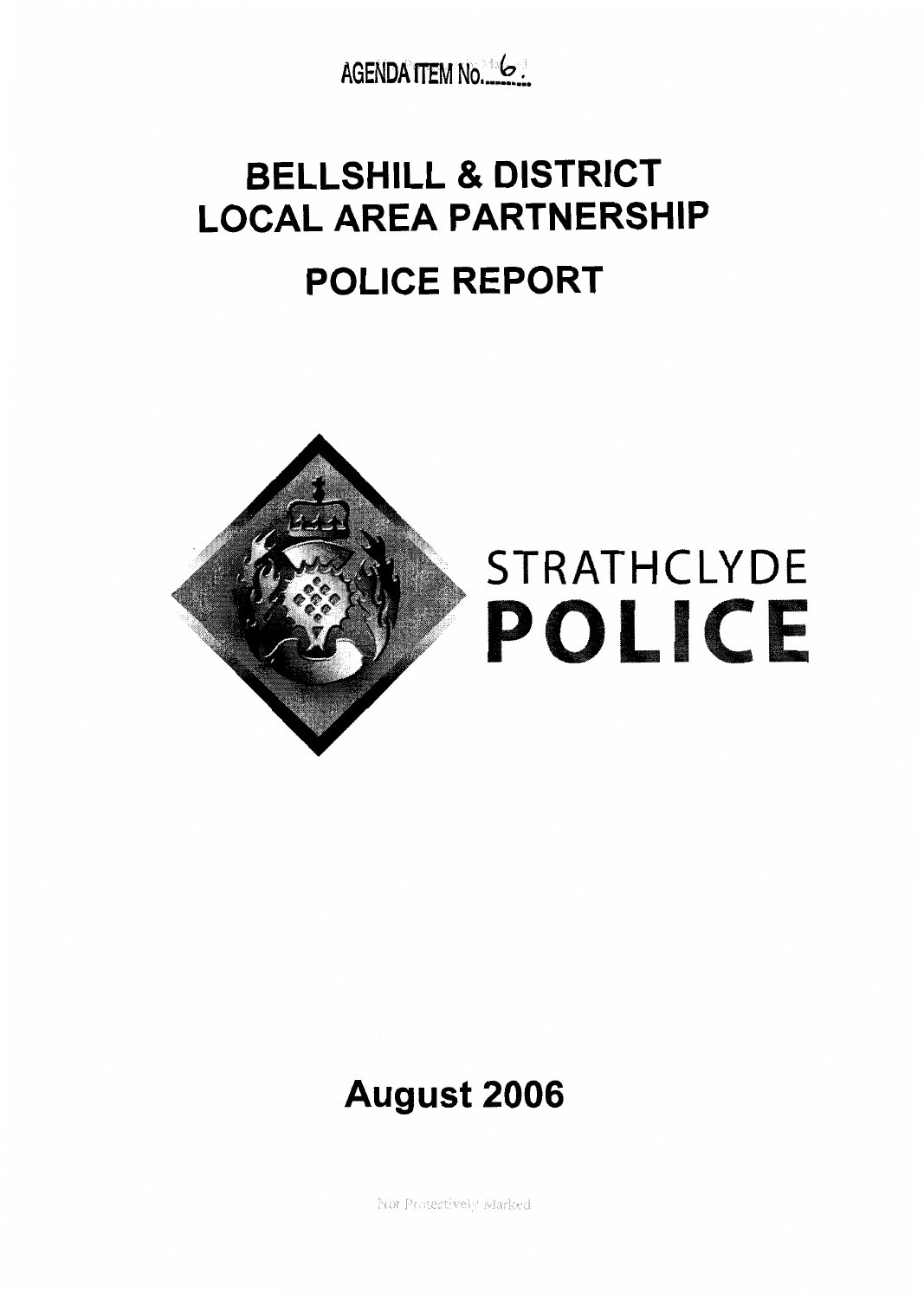AGENDA ITEM No. 6

# BELLSHILL & DISTRICT LOCAL AREA PARTNERSHIP

# POLICE REPORT

STRATHCLYDE **POLICE**

## August 2006

Not Protectively Marked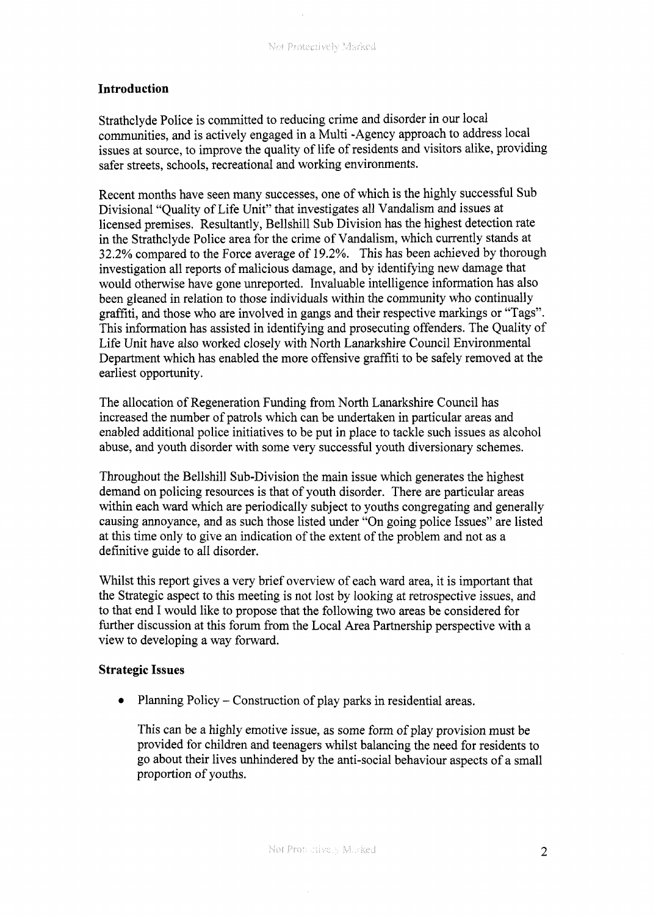## Introduction

Strathclyde Police is committed to reducing crime and disorder in our local communities, and is actively engaged in a Multi -Agency approach to address local issues at source, to improve the quality of life of residents and visitors alike, providing safer streets, schools, recreational and working environments.

Recent months have seen many successes, one of which is the highly successful Sub Divisional "Quality of Life Unit" that investigates all Vandalism and issues at licensed premises. Resultantly, Bellshill Sub Division has the highest detection rate in the Strathclyde Police area for the crime of Vandalism, which currently stands at 32.2% compared to the Force average of 19.2%. This has been achieved by thorough investigation all reports of malicious damage, and by identifying new damage that would otherwise have gone unreported. Invaluable intelligence information has also been gleaned in relation to those individuals within the community who continually graffiti, and those who are involved in gangs and their respective markings or "Tags". This information has assisted in identifying and prosecuting offenders. The Quality of Life Unit have also worked closely with North Lanarkshire Council Environmental Department which has enabled the more offensive graffiti to be safely removed at the earliest opportunity.

The allocation of Regeneration Funding from North Lanarkshire Council has increased the number of patrols which can be undertaken in particular areas and enabled additional police initiatives to be put in place to tackle such issues as alcohol abuse, and youth disorder with some very successful youth diversionary schemes.

Throughout the Bellshill Sub-Division the main issue which generates the highest demand on policing resources is that of youth disorder. There are particular areas within each ward which are periodically subject to youths congregating and generally causing annoyance, and as such those listed under "On going police Issues" are listed at this time only to give an indication of the extent of the problem and not as a definitive guide to all disorder.

Whilst this report gives a very brief overview of each ward area, it is important that the Strategic aspect to this meeting is not lost by looking at retrospective issues, and to that end I would like to propose that the following two areas be considered for further discussion at this forum from the Local Area Partnership perspective with a view to developing a way forward.

## Strategic Issues

- Planning Policy – Construction of play parks in residential areas.

  This can be a highly emotive issue, as some form of play provision must be provided for children and teenagers whilst balancing the need for residents to go about their lives unhindered by the anti-social behaviour aspects of a small proportion of youths.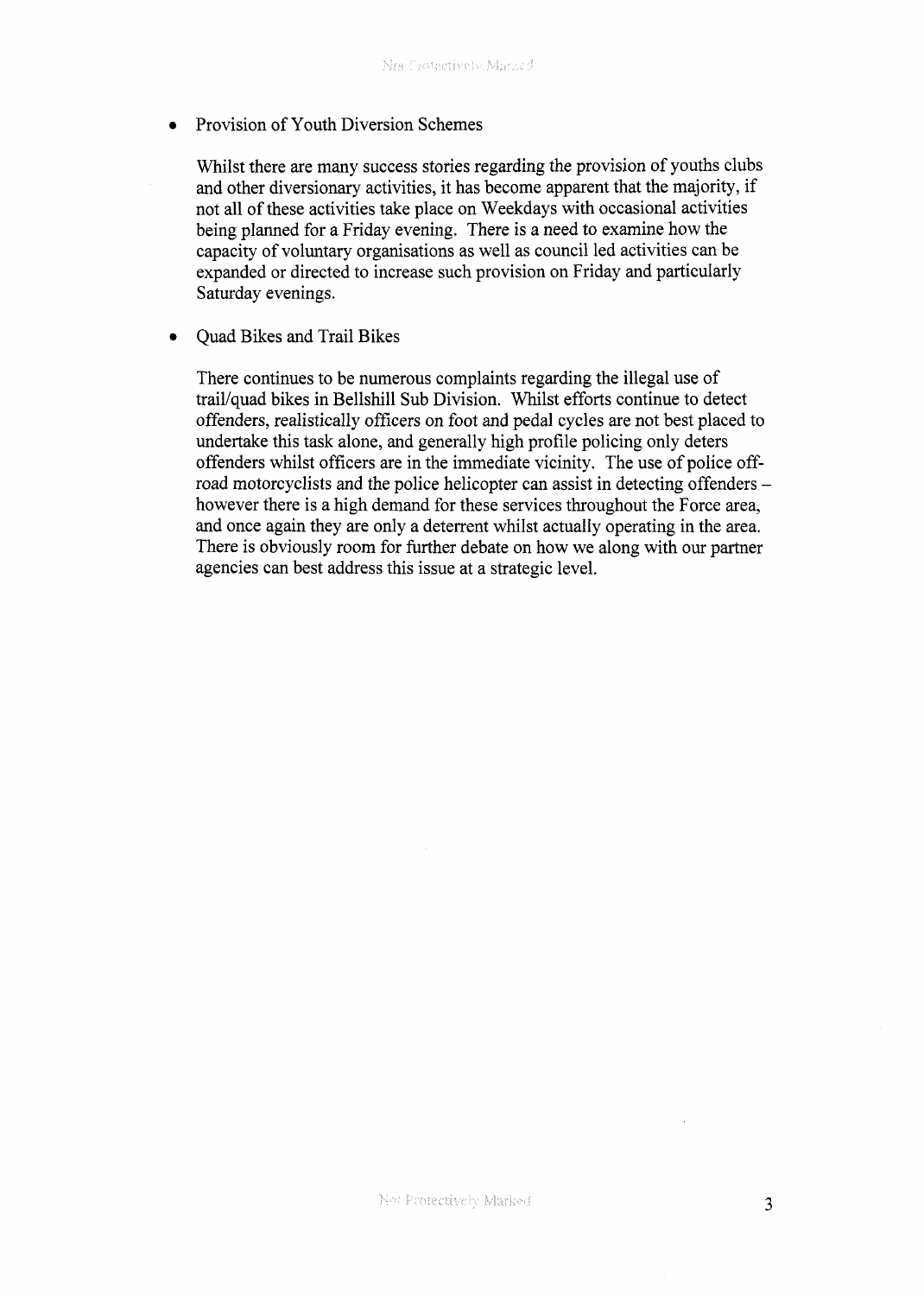- Provision of Youth Diversion Schemes

  Whilst there are many success stories regarding the provision of youths clubs and other diversionary activities, it has become apparent that the majority, if not all of these activities take place on Weekdays with occasional activities being planned for a Friday evening. There is a need to examine how the capacity of voluntary organisations as well as council led activities can be expanded or directed to increase such provision on Friday and particularly Saturday evenings.

- Quad Bikes and Trail Bikes

  There continues to be numerous complaints regarding the illegal use of trail/quad bikes in Bellshill Sub Division. Whilst efforts continue to detect offenders, realistically officers on foot and pedal cycles are not best placed to undertake this task alone, and generally high profile policing only deters offenders whilst officers are in the immediate vicinity. The use of police off-road motorcyclists and the police helicopter can assist in detecting offenders – however there is a high demand for these services throughout the Force area, and once again they are only a deterrent whilst actually operating in the area. There is obviously room for further debate on how we along with our partner agencies can best address this issue at a strategic level.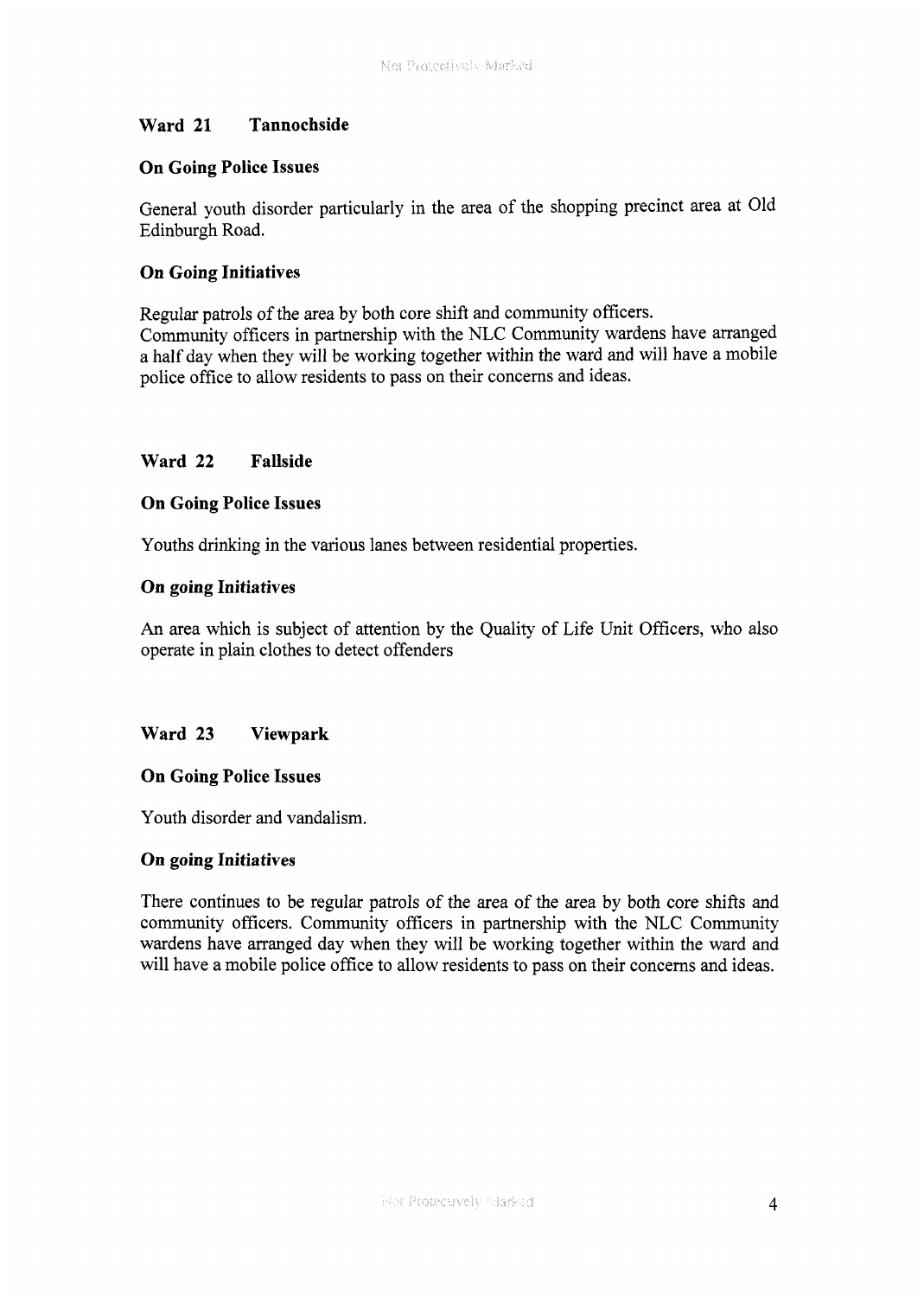## Ward 21 Tannochside

### On Going Police Issues

General youth disorder particularly in the area of the shopping precinct area at Old Edinburgh Road.

### On Going Initiatives

Regular patrols of the area by both core shift and community officers.
Community officers in partnership with the NLC Community wardens have arranged a half day when they will be working together within the ward and will have a mobile police office to allow residents to pass on their concerns and ideas.

## Ward 22 Fallside

### On Going Police Issues

Youths drinking in the various lanes between residential properties.

### On going Initiatives

An area which is subject of attention by the Quality of Life Unit Officers, who also operate in plain clothes to detect offenders

## Ward 23 Viewpark

### On Going Police Issues

Youth disorder and vandalism.

### On going Initiatives

There continues to be regular patrols of the area of the area by both core shifts and community officers. Community officers in partnership with the NLC Community wardens have arranged day when they will be working together within the ward and will have a mobile police office to allow residents to pass on their concerns and ideas.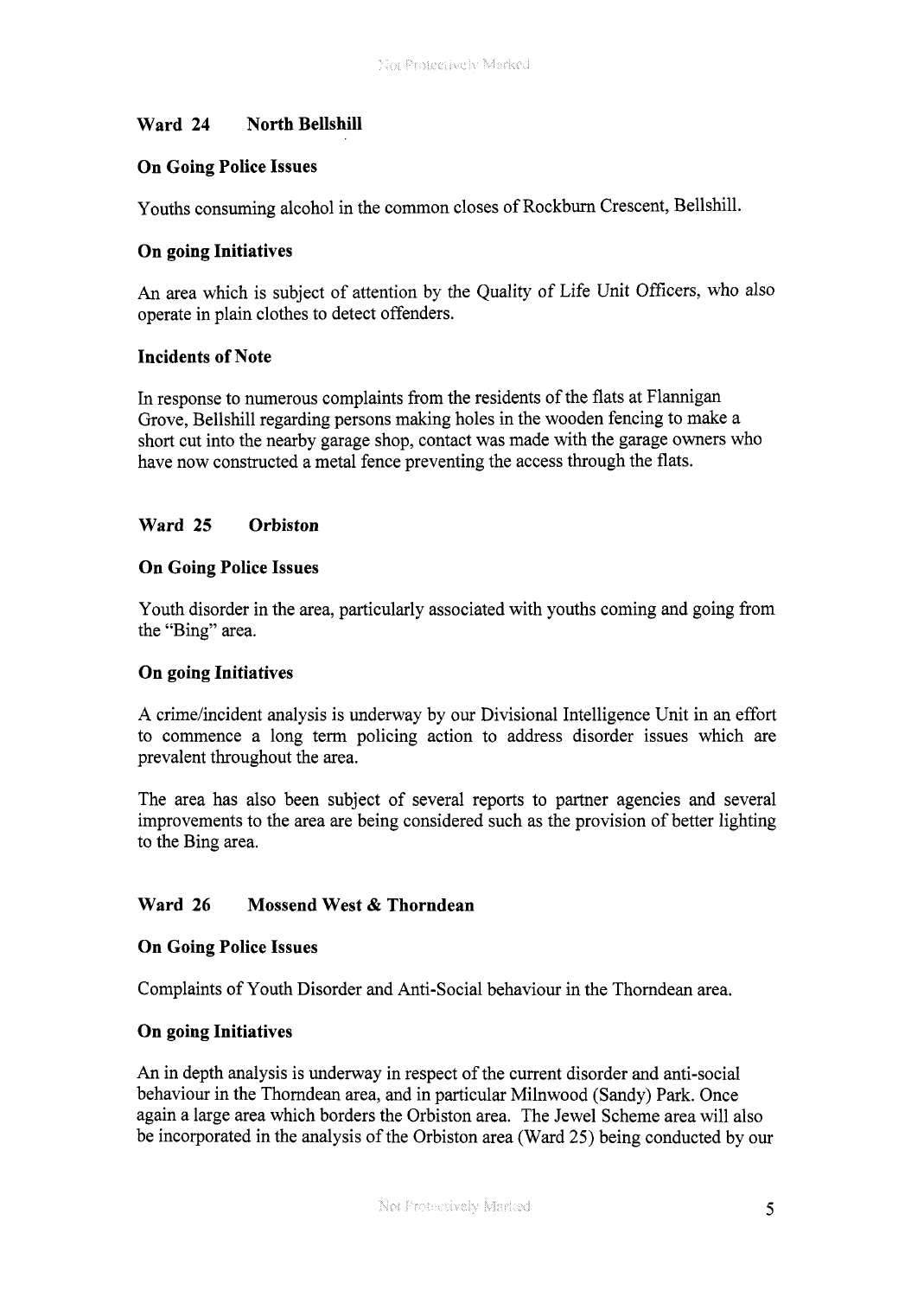## Ward 24 North Bellshill

### On Going Police Issues

Youths consuming alcohol in the common closes of Rockburn Crescent, Bellshill.

### On going Initiatives

An area which is subject of attention by the Quality of Life Unit Officers, who also operate in plain clothes to detect offenders.

### Incidents of Note

In response to numerous complaints from the residents of the flats at Flannigan Grove, Bellshill regarding persons making holes in the wooden fencing to make a short cut into the nearby garage shop, contact was made with the garage owners who have now constructed a metal fence preventing the access through the flats.

## Ward 25 *Orbiston*

### On Going Police Issues

Youth disorder in the area, particularly associated with youths coming and going from the "Bing" area.

### On going Initiatives

A crime/incident analysis is underway by our Divisional Intelligence Unit in an effort to commence a long term policing action to address disorder issues which are prevalent throughout the area.

The area has also been subject of several reports to partner agencies and several improvements to the area are being considered such as the provision of better lighting to the Bing area.

## Ward 26 Mossend West & Thorndean

### On Going Police Issues

Complaints of Youth Disorder and Anti-Social behaviour in the Thorndean area.

### On going Initiatives

An in depth analysis is underway in respect of the current disorder and anti-social behaviour in the Thorndean area, and in particular Milnwood (Sandy) Park. Once again a large area which borders the Orbiston area. The Jewel Scheme area will also be incorporated in the analysis of the Orbiston area (Ward 25) being conducted by our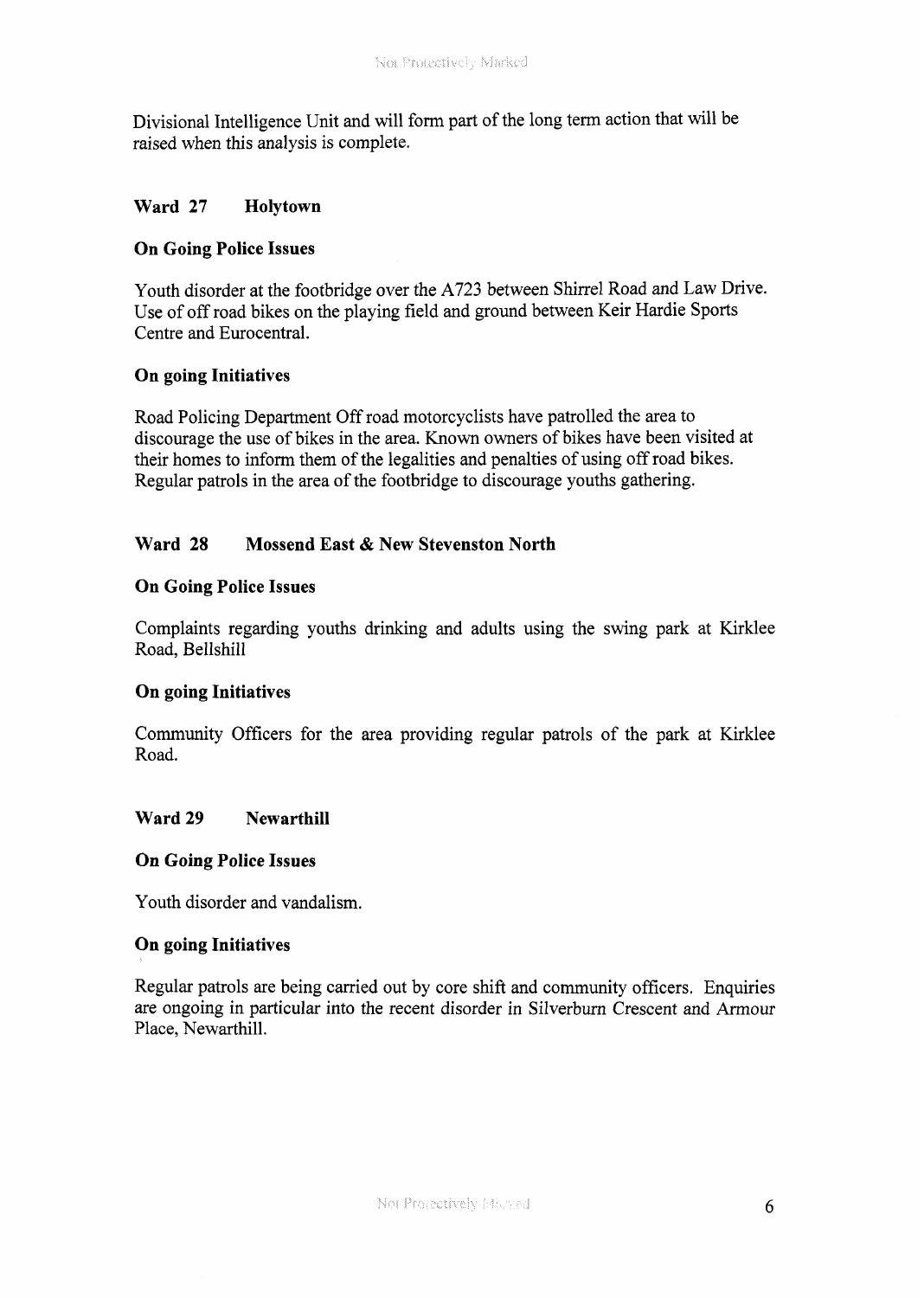Divisional Intelligence Unit and will form part of the long term action that will be raised when this analysis is complete.

## Ward 27 Holytown

### On Going Police Issues

Youth disorder at the footbridge over the A723 between Shirrel Road and Law Drive. Use of off road bikes on the playing field and ground between Keir Hardie Sports Centre and Eurocentral.

### On going Initiatives

Road Policing Department Off road motorcyclists have patrolled the area to discourage the use of bikes in the area. Known owners of bikes have been visited at their homes to inform them of the legalities and penalties of using off road bikes. Regular patrols in the area of the footbridge to discourage youths gathering.

## Ward 28 Mossend East & New Stevenston North

### On Going Police Issues

Complaints regarding youths drinking and adults using the swing park at Kirklee Road, Bellshill

### On going Initiatives

Community Officers for the area providing regular patrols of the park at Kirklee Road.

## Ward 29 Newarthill

### On Going Police Issues

Youth disorder and vandalism.

### On going Initiatives

Regular patrols are being carried out by core shift and community officers. Enquiries are ongoing in particular into the recent disorder in Silverburn Crescent and Armour Place, Newarthill.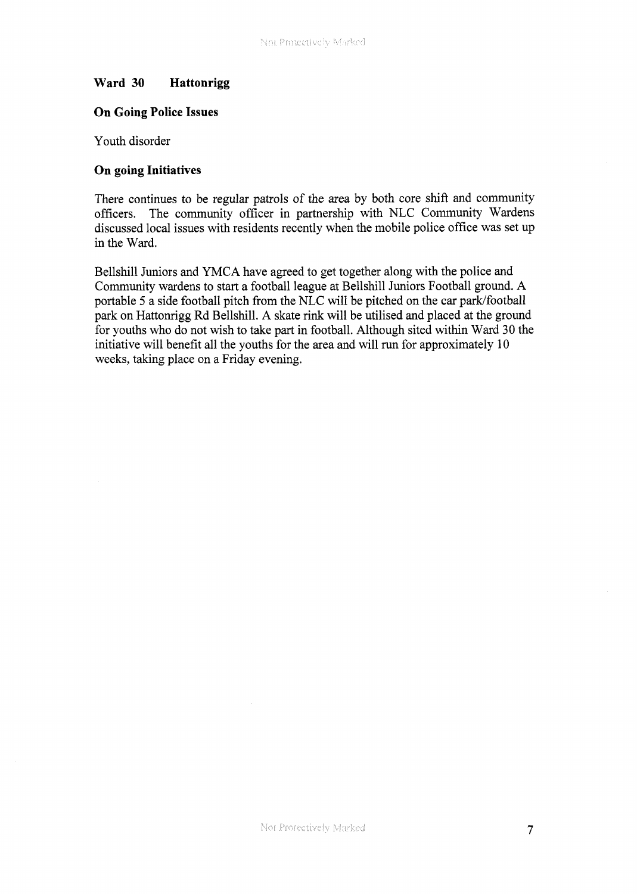**Ward 30 Hattonrigg**

**On Going Police Issues**

Youth disorder

**On going Initiatives**

There continues to be regular patrols of the area by both core shift and community officers. The community officer in partnership with NLC Community Wardens discussed local issues with residents recently when the mobile police office was set up in the Ward.

Bellshill Juniors and YMCA have agreed to get together along with the police and Community wardens to start a football league at Bellshill Juniors Football ground. A portable 5 a side football pitch from the NLC will be pitched on the car park/football park on Hattonrigg Rd Bellshill. A skate rink will be utilised and placed at the ground for youths who do not wish to take part in football. Although sited within Ward 30 the initiative will benefit all the youths for the area and will run for approximately 10 weeks, taking place on a Friday evening.